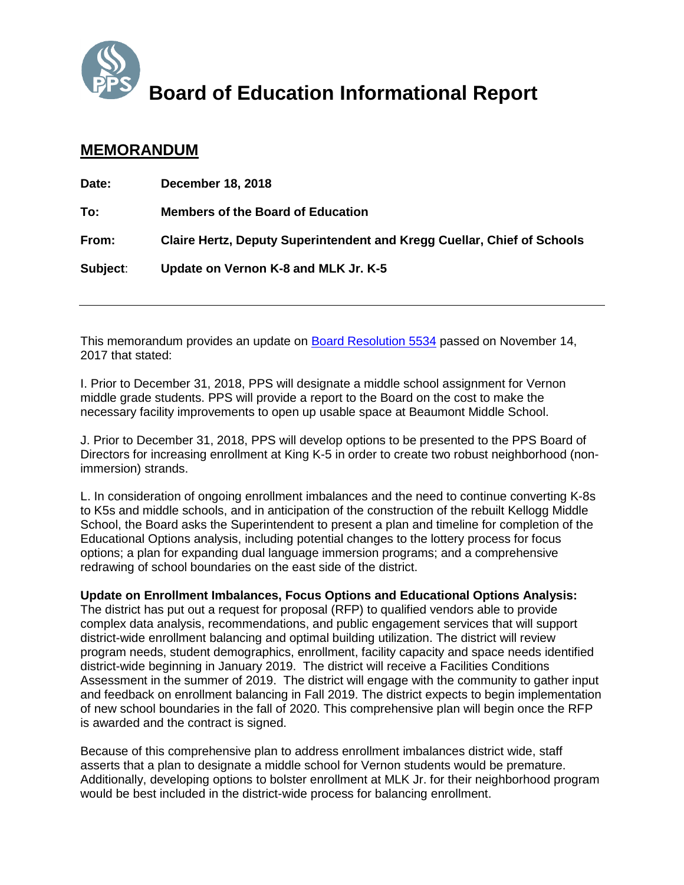# Board of Education Informational Report

## MEMORANDUM

**Date:** **December 18, 2018**

**To:** **Members of the Board of Education**

**From:** **Claire Hertz, Deputy Superintendent and Kregg Cuellar, Chief of Schools**

**Subject**: **Update on Vernon K-8 and MLK Jr. K-5**

---

This memorandum provides an update on Board Resolution 5534 passed on November 14, 2017 that stated:

I. Prior to December 31, 2018, PPS will designate a middle school assignment for Vernon middle grade students. PPS will provide a report to the Board on the cost to make the necessary facility improvements to open up usable space at Beaumont Middle School.

J. Prior to December 31, 2018, PPS will develop options to be presented to the PPS Board of Directors for increasing enrollment at King K-5 in order to create two robust neighborhood (non-immersion) strands.

L. In consideration of ongoing enrollment imbalances and the need to continue converting K-8s to K5s and middle schools, and in anticipation of the construction of the rebuilt Kellogg Middle School, the Board asks the Superintendent to present a plan and timeline for completion of the Educational Options analysis, including potential changes to the lottery process for focus options; a plan for expanding dual language immersion programs; and a comprehensive redrawing of school boundaries on the east side of the district.

**Update on Enrollment Imbalances, Focus Options and Educational Options Analysis:** The district has put out a request for proposal (RFP) to qualified vendors able to provide complex data analysis, recommendations, and public engagement services that will support district-wide enrollment balancing and optimal building utilization. The district will review program needs, student demographics, enrollment, facility capacity and space needs identified district-wide beginning in January 2019. The district will receive a Facilities Conditions Assessment in the summer of 2019. The district will engage with the community to gather input and feedback on enrollment balancing in Fall 2019. The district expects to begin implementation of new school boundaries in the fall of 2020. This comprehensive plan will begin once the RFP is awarded and the contract is signed.

Because of this comprehensive plan to address enrollment imbalances district wide, staff asserts that a plan to designate a middle school for Vernon students would be premature. Additionally, developing options to bolster enrollment at MLK Jr. for their neighborhood program would be best included in the district-wide process for balancing enrollment.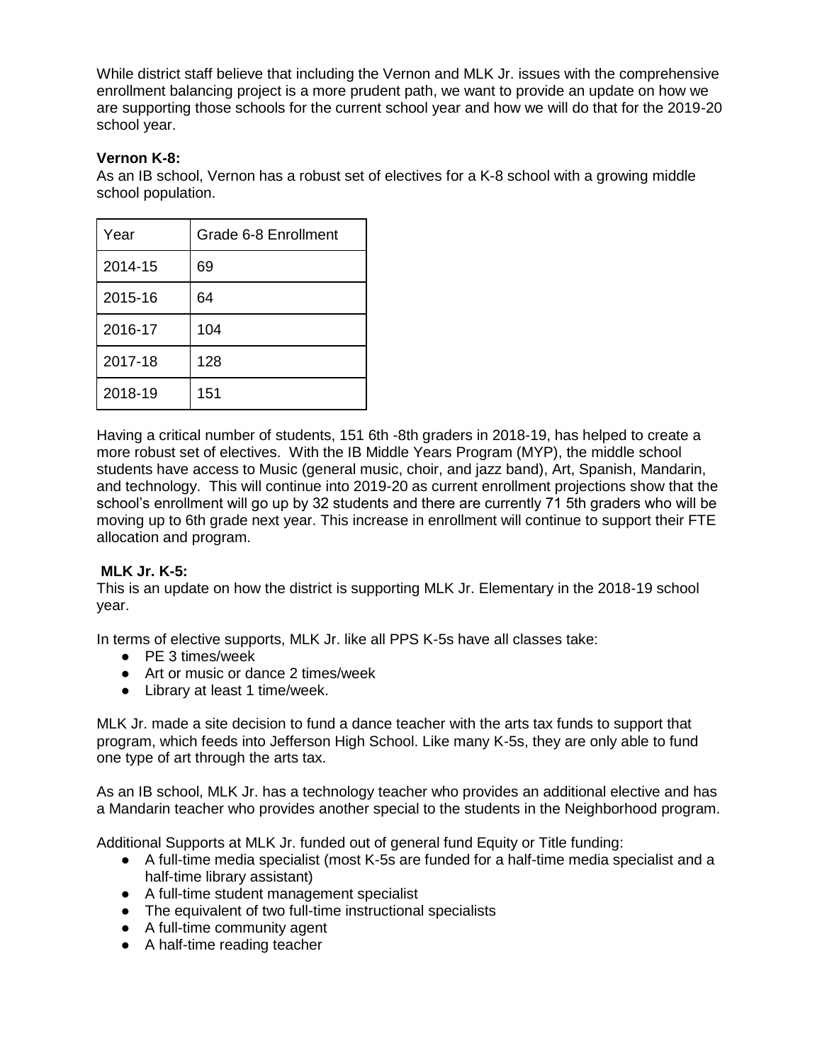While district staff believe that including the Vernon and MLK Jr. issues with the comprehensive enrollment balancing project is a more prudent path, we want to provide an update on how we are supporting those schools for the current school year and how we will do that for the 2019-20 school year.

**Vernon K-8:**
As an IB school, Vernon has a robust set of electives for a K-8 school with a growing middle school population.

| Year | Grade 6-8 Enrollment |
|---|---|
| 2014-15 | 69 |
| 2015-16 | 64 |
| 2016-17 | 104 |
| 2017-18 | 128 |
| 2018-19 | 151 |

Having a critical number of students, 151 6th -8th graders in 2018-19, has helped to create a more robust set of electives. With the IB Middle Years Program (MYP), the middle school students have access to Music (general music, choir, and jazz band), Art, Spanish, Mandarin, and technology. This will continue into 2019-20 as current enrollment projections show that the school's enrollment will go up by 32 students and there are currently 71 5th graders who will be moving up to 6th grade next year. This increase in enrollment will continue to support their FTE allocation and program.

**MLK Jr. K-5:**
This is an update on how the district is supporting MLK Jr. Elementary in the 2018-19 school year.

In terms of elective supports, MLK Jr. like all PPS K-5s have all classes take:

- PE 3 times/week
- Art or music or dance 2 times/week
- Library at least 1 time/week.

MLK Jr. made a site decision to fund a dance teacher with the arts tax funds to support that program, which feeds into Jefferson High School. Like many K-5s, they are only able to fund one type of art through the arts tax.

As an IB school, MLK Jr. has a technology teacher who provides an additional elective and has a Mandarin teacher who provides another special to the students in the Neighborhood program.

Additional Supports at MLK Jr. funded out of general fund Equity or Title funding:

- A full-time media specialist (most K-5s are funded for a half-time media specialist and a half-time library assistant)
- A full-time student management specialist
- The equivalent of two full-time instructional specialists
- A full-time community agent
- A half-time reading teacher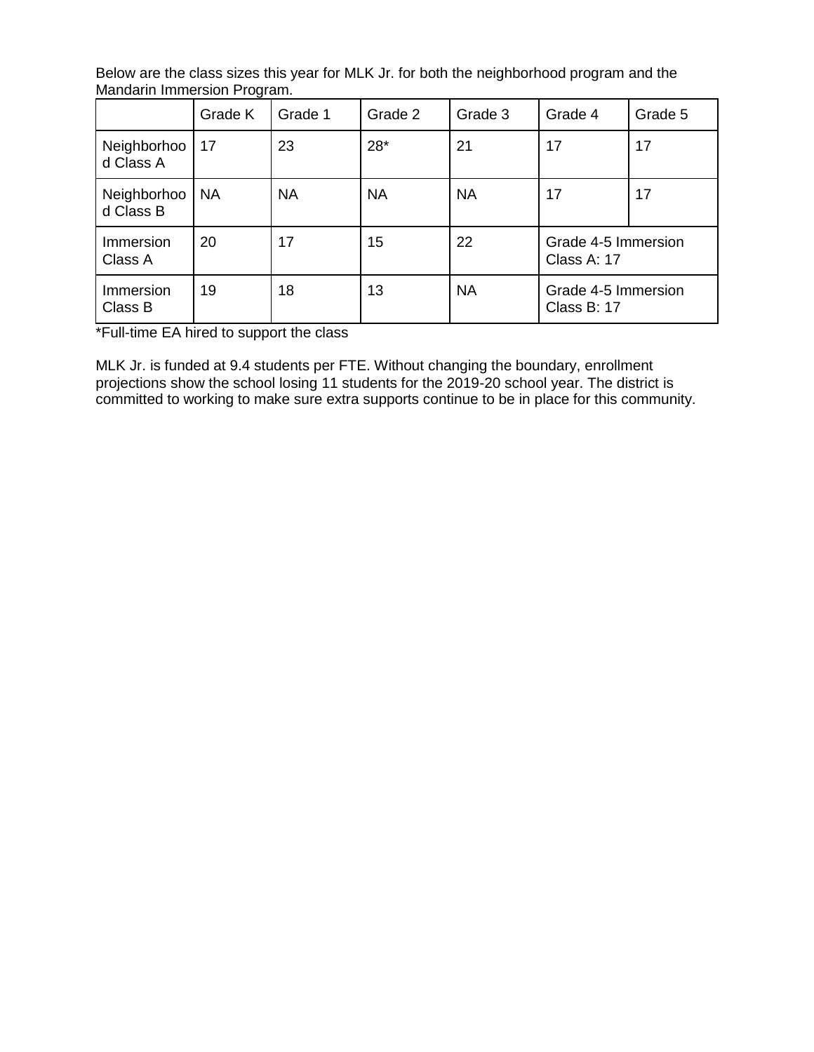Below are the class sizes this year for MLK Jr. for both the neighborhood program and the Mandarin Immersion Program.

| | Grade K | Grade 1 | Grade 2 | Grade 3 | Grade 4 | Grade 5 |
|---|---|---|---|---|---|---|
| Neighborhood Class A | 17 | 23 | 28* | 21 | 17 | 17 |
| Neighborhood Class B | NA | NA | NA | NA | 17 | 17 |
| Immersion Class A | 20 | 17 | 15 | 22 | Grade 4-5 Immersion Class A: 17 | |
| Immersion Class B | 19 | 18 | 13 | NA | Grade 4-5 Immersion Class B: 17 | |

*Full-time EA hired to support the class

MLK Jr. is funded at 9.4 students per FTE. Without changing the boundary, enrollment projections show the school losing 11 students for the 2019-20 school year. The district is committed to working to make sure extra supports continue to be in place for this community.